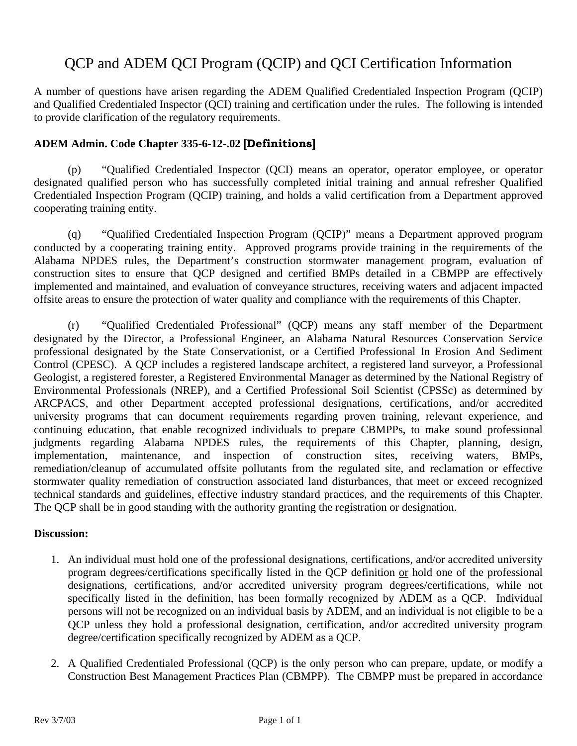# QCP and ADEM QCI Program (QCIP) and QCI Certification Information

A number of questions have arisen regarding the ADEM Qualified Credentialed Inspection Program (QCIP) and Qualified Credentialed Inspector (QCI) training and certification under the rules. The following is intended to provide clarification of the regulatory requirements.

**ADEM Admin. Code Chapter 335-6-12-.02 [Definitions]**

(p) "Qualified Credentialed Inspector (QCI) means an operator, operator employee, or operator designated qualified person who has successfully completed initial training and annual refresher Qualified Credentialed Inspection Program (QCIP) training, and holds a valid certification from a Department approved cooperating training entity.

(q) "Qualified Credentialed Inspection Program (QCIP)" means a Department approved program conducted by a cooperating training entity. Approved programs provide training in the requirements of the Alabama NPDES rules, the Department's construction stormwater management program, evaluation of construction sites to ensure that QCP designed and certified BMPs detailed in a CBMPP are effectively implemented and maintained, and evaluation of conveyance structures, receiving waters and adjacent impacted offsite areas to ensure the protection of water quality and compliance with the requirements of this Chapter.

(r) "Qualified Credentialed Professional" (QCP) means any staff member of the Department designated by the Director, a Professional Engineer, an Alabama Natural Resources Conservation Service professional designated by the State Conservationist, or a Certified Professional In Erosion And Sediment Control (CPESC). A QCP includes a registered landscape architect, a registered land surveyor, a Professional Geologist, a registered forester, a Registered Environmental Manager as determined by the National Registry of Environmental Professionals (NREP), and a Certified Professional Soil Scientist (CPSSc) as determined by ARCPACS, and other Department accepted professional designations, certifications, and/or accredited university programs that can document requirements regarding proven training, relevant experience, and continuing education, that enable recognized individuals to prepare CBMPPs, to make sound professional judgments regarding Alabama NPDES rules, the requirements of this Chapter, planning, design, implementation, maintenance, and inspection of construction sites, receiving waters, BMPs, remediation/cleanup of accumulated offsite pollutants from the regulated site, and reclamation or effective stormwater quality remediation of construction associated land disturbances, that meet or exceed recognized technical standards and guidelines, effective industry standard practices, and the requirements of this Chapter. The QCP shall be in good standing with the authority granting the registration or designation.

**Discussion:**

1. An individual must hold one of the professional designations, certifications, and/or accredited university program degrees/certifications specifically listed in the QCP definition <u>or</u> hold one of the professional designations, certifications, and/or accredited university program degrees/certifications, while not specifically listed in the definition, has been formally recognized by ADEM as a QCP. Individual persons will not be recognized on an individual basis by ADEM, and an individual is not eligible to be a QCP unless they hold a professional designation, certification, and/or accredited university program degree/certification specifically recognized by ADEM as a QCP.

2. A Qualified Credentialed Professional (QCP) is the only person who can prepare, update, or modify a Construction Best Management Practices Plan (CBMPP). The CBMPP must be prepared in accordance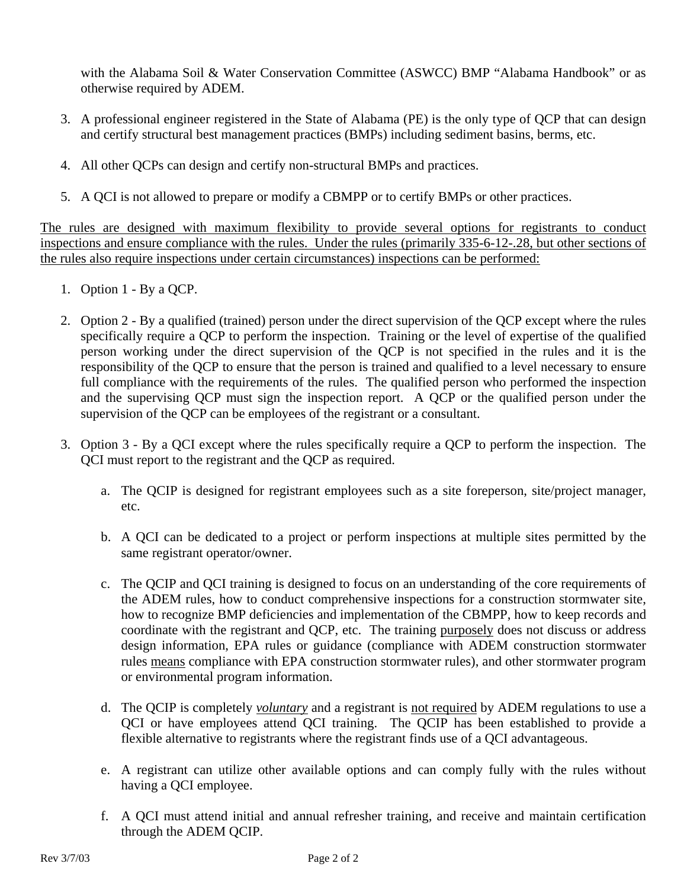with the Alabama Soil & Water Conservation Committee (ASWCC) BMP "Alabama Handbook" or as otherwise required by ADEM.

3. A professional engineer registered in the State of Alabama (PE) is the only type of QCP that can design and certify structural best management practices (BMPs) including sediment basins, berms, etc.

4. All other QCPs can design and certify non-structural BMPs and practices.

5. A QCI is not allowed to prepare or modify a CBMPP or to certify BMPs or other practices.

<u>The rules are designed with maximum flexibility to provide several options for registrants to conduct inspections and ensure compliance with the rules. Under the rules (primarily 335-6-12-.28, but other sections of the rules also require inspections under certain circumstances) inspections can be performed:</u>

1. Option 1 - By a QCP.

2. Option 2 - By a qualified (trained) person under the direct supervision of the QCP except where the rules specifically require a QCP to perform the inspection. Training or the level of expertise of the qualified person working under the direct supervision of the QCP is not specified in the rules and it is the responsibility of the QCP to ensure that the person is trained and qualified to a level necessary to ensure full compliance with the requirements of the rules. The qualified person who performed the inspection and the supervising QCP must sign the inspection report. A QCP or the qualified person under the supervision of the QCP can be employees of the registrant or a consultant.

3. Option 3 - By a QCI except where the rules specifically require a QCP to perform the inspection. The QCI must report to the registrant and the QCP as required.

   a. The QCIP is designed for registrant employees such as a site foreperson, site/project manager, etc.

   b. A QCI can be dedicated to a project or perform inspections at multiple sites permitted by the same registrant operator/owner.

   c. The QCIP and QCI training is designed to focus on an understanding of the core requirements of the ADEM rules, how to conduct comprehensive inspections for a construction stormwater site, how to recognize BMP deficiencies and implementation of the CBMPP, how to keep records and coordinate with the registrant and QCP, etc. The training <u>purposely</u> does not discuss or address design information, EPA rules or guidance (compliance with ADEM construction stormwater rules <u>means</u> compliance with EPA construction stormwater rules), and other stormwater program or environmental program information.

   d. The QCIP is completely <u>*voluntary*</u> and a registrant is <u>not required</u> by ADEM regulations to use a QCI or have employees attend QCI training. The QCIP has been established to provide a flexible alternative to registrants where the registrant finds use of a QCI advantageous.

   e. A registrant can utilize other available options and can comply fully with the rules without having a QCI employee.

   f. A QCI must attend initial and annual refresher training, and receive and maintain certification through the ADEM QCIP.

Rev 3/7/03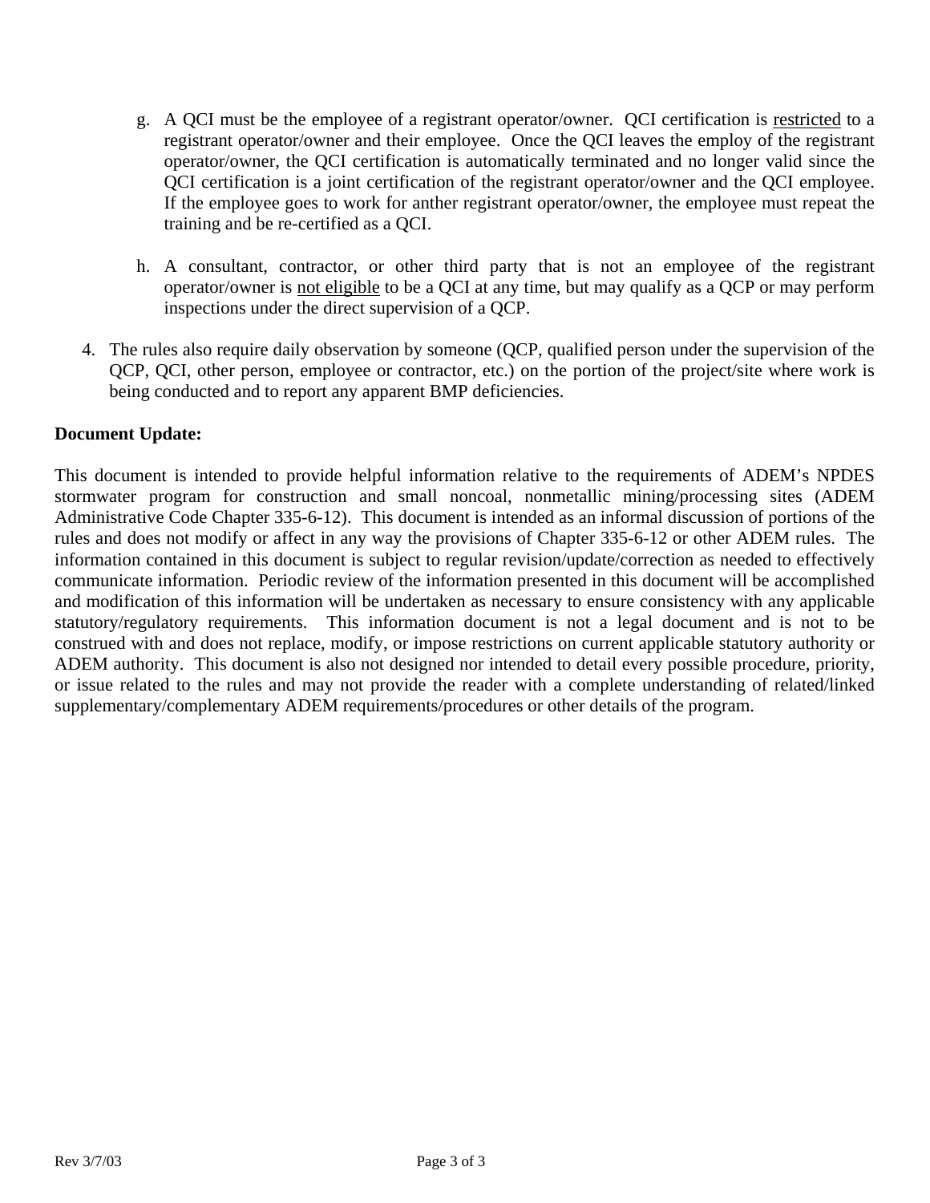g. A QCI must be the employee of a registrant operator/owner. QCI certification is restricted to a registrant operator/owner and their employee. Once the QCI leaves the employ of the registrant operator/owner, the QCI certification is automatically terminated and no longer valid since the QCI certification is a joint certification of the registrant operator/owner and the QCI employee. If the employee goes to work for anther registrant operator/owner, the employee must repeat the training and be re-certified as a QCI.

h. A consultant, contractor, or other third party that is not an employee of the registrant operator/owner is not eligible to be a QCI at any time, but may qualify as a QCP or may perform inspections under the direct supervision of a QCP.

4. The rules also require daily observation by someone (QCP, qualified person under the supervision of the QCP, QCI, other person, employee or contractor, etc.) on the portion of the project/site where work is being conducted and to report any apparent BMP deficiencies.

**Document Update:**

This document is intended to provide helpful information relative to the requirements of ADEM's NPDES stormwater program for construction and small noncoal, nonmetallic mining/processing sites (ADEM Administrative Code Chapter 335-6-12). This document is intended as an informal discussion of portions of the rules and does not modify or affect in any way the provisions of Chapter 335-6-12 or other ADEM rules. The information contained in this document is subject to regular revision/update/correction as needed to effectively communicate information. Periodic review of the information presented in this document will be accomplished and modification of this information will be undertaken as necessary to ensure consistency with any applicable statutory/regulatory requirements. This information document is not a legal document and is not to be construed with and does not replace, modify, or impose restrictions on current applicable statutory authority or ADEM authority. This document is also not designed nor intended to detail every possible procedure, priority, or issue related to the rules and may not provide the reader with a complete understanding of related/linked supplementary/complementary ADEM requirements/procedures or other details of the program.